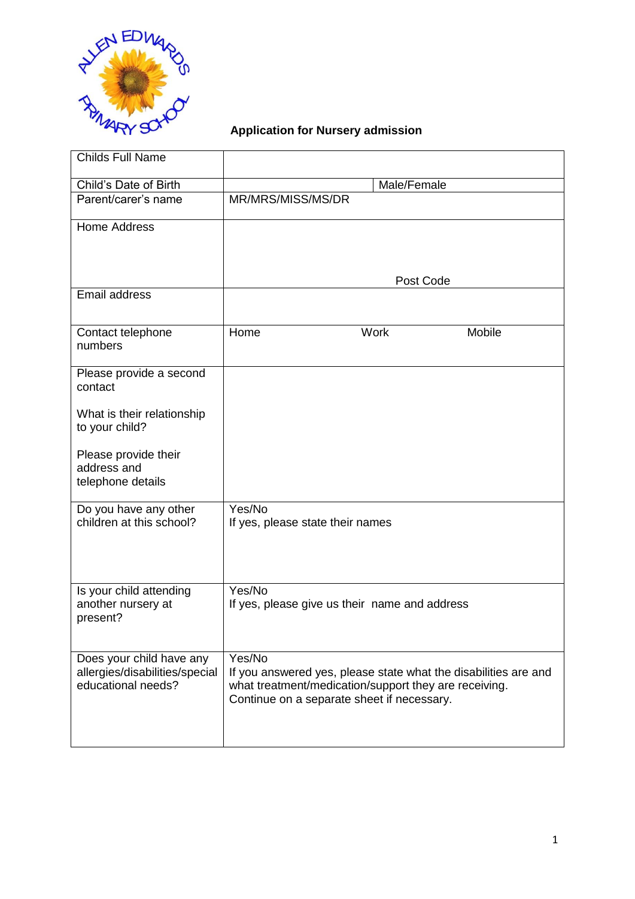# Application for Nursery admission

| Childs Full Name | | |
|---|---|---|
| Child's Date of Birth | | Male/Female |
| Parent/carer's name | MR/MRS/MISS/MS/DR | |
| Home Address | Post Code | |
| Email address | | |
| Contact telephone numbers | Home    Work    Mobile | |
| Please provide a second contact<br><br>What is their relationship to your child?<br><br>Please provide their address and telephone details | | |
| Do you have any other children at this school? | Yes/No<br>If yes, please state their names | |
| Is your child attending another nursery at present? | Yes/No<br>If yes, please give us their name and address | |
| Does your child have any allergies/disabilities/special educational needs? | Yes/No<br>If you answered yes, please state what the disabilities are and what treatment/medication/support they are receiving.<br>Continue on a separate sheet if necessary. | |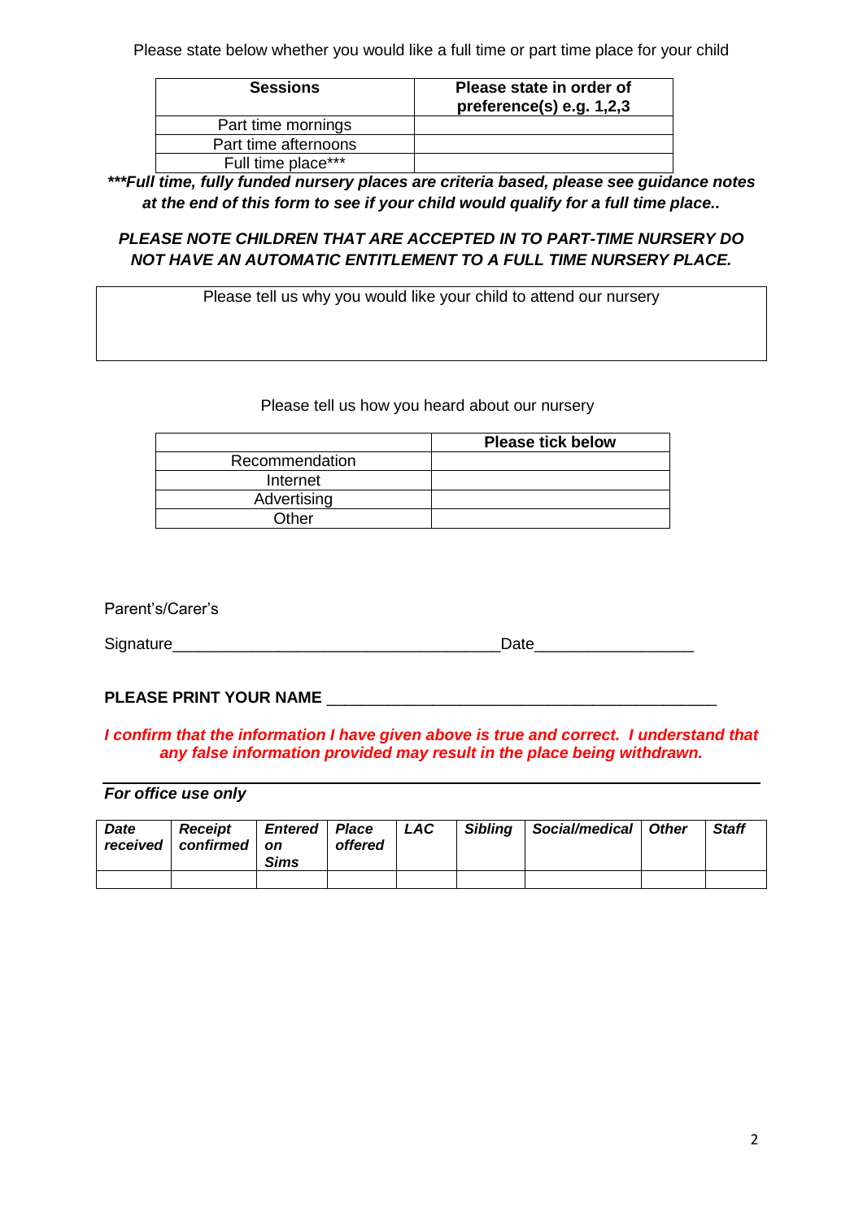Please state below whether you would like a full time or part time place for your child

| Sessions | Please state in order of preference(s) e.g. 1,2,3 |
|---|---|
| Part time mornings | |
| Part time afternoons | |
| Full time place*** | |

***\*\*\*Full time, fully funded nursery places are criteria based, please see guidance notes at the end of this form to see if your child would qualify for a full time place..***

***PLEASE NOTE CHILDREN THAT ARE ACCEPTED IN TO PART-TIME NURSERY DO NOT HAVE AN AUTOMATIC ENTITLEMENT TO A FULL TIME NURSERY PLACE.***

| Please tell us why you would like your child to attend our nursery |
|---|
| |

Please tell us how you heard about our nursery

| | Please tick below |
|---|---|
| Recommendation | |
| Internet | |
| Advertising | |
| Other | |

Parent's/Carer's

Signature_____________________________________Date_________________

**PLEASE PRINT YOUR NAME** ____________________________________________

***I confirm that the information I have given above is true and correct. I understand that any false information provided may result in the place being withdrawn.***

---

***For office use only***

| *Date received* | *Receipt confirmed* | *Entered on Sims* | *Place offered* | *LAC* | *Sibling* | *Social/medical* | *Other* | *Staff* |
|---|---|---|---|---|---|---|---|---|
| | | | | | | | | |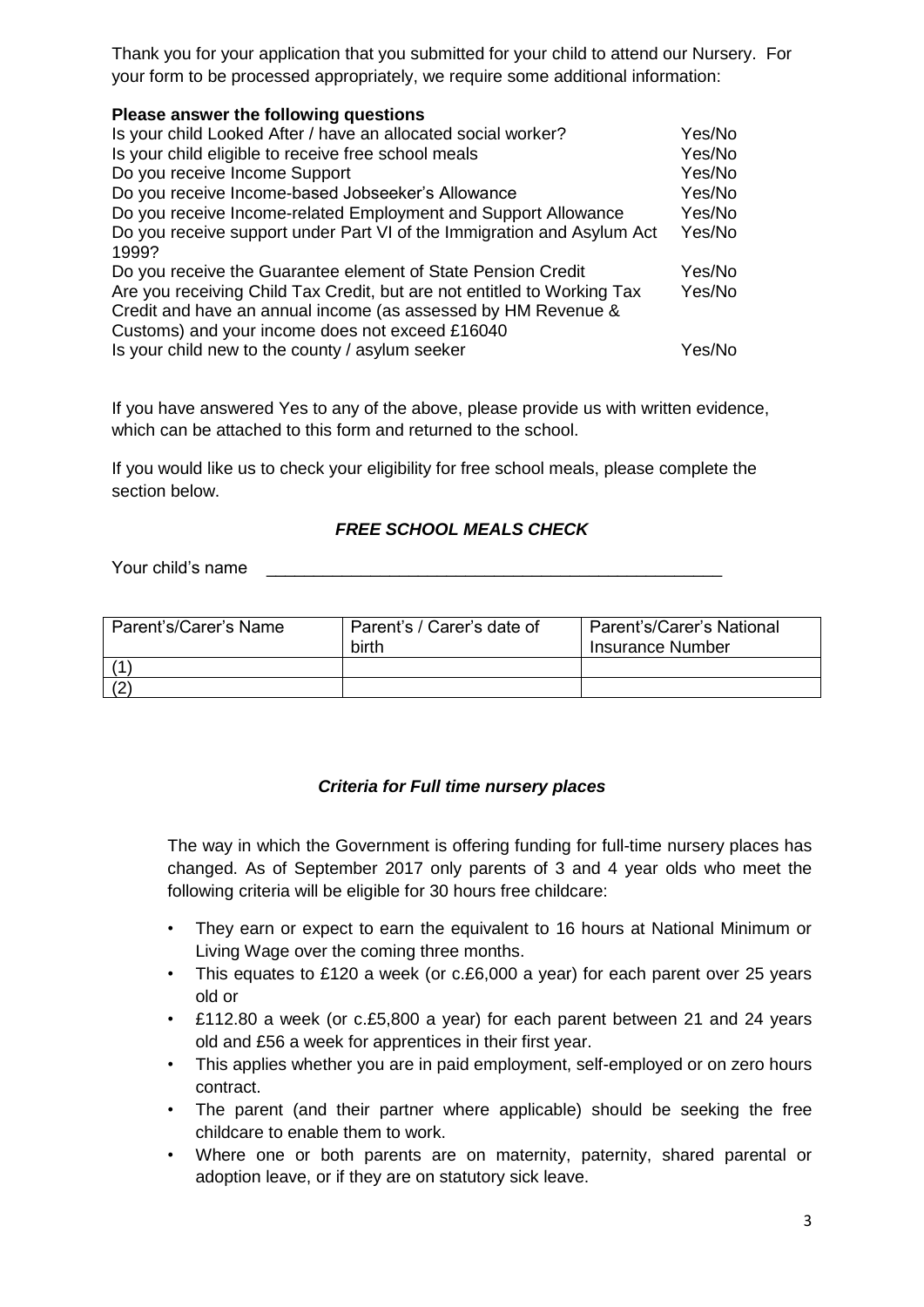Thank you for your application that you submitted for your child to attend our Nursery. For your form to be processed appropriately, we require some additional information:

**Please answer the following questions**

| | |
|---|---|
| Is your child Looked After / have an allocated social worker? | Yes/No |
| Is your child eligible to receive free school meals | Yes/No |
| Do you receive Income Support | Yes/No |
| Do you receive Income-based Jobseeker's Allowance | Yes/No |
| Do you receive Income-related Employment and Support Allowance | Yes/No |
| Do you receive support under Part VI of the Immigration and Asylum Act 1999? | Yes/No |
| Do you receive the Guarantee element of State Pension Credit | Yes/No |
| Are you receiving Child Tax Credit, but are not entitled to Working Tax Credit and have an annual income (as assessed by HM Revenue & Customs) and your income does not exceed £16040 | Yes/No |
| Is your child new to the county / asylum seeker | Yes/No |

If you have answered Yes to any of the above, please provide us with written evidence, which can be attached to this form and returned to the school.

If you would like us to check your eligibility for free school meals, please complete the section below.

### *FREE SCHOOL MEALS CHECK*

Your child's name \_\_\_\_\_\_\_\_\_\_\_\_\_\_\_\_\_\_\_\_\_\_\_\_\_\_\_\_\_\_\_\_\_\_\_\_\_\_\_\_\_\_\_\_\_\_\_\_

| Parent's/Carer's Name | Parent's / Carer's date of birth | Parent's/Carer's National Insurance Number |
|---|---|---|
| (1) | | |
| (2) | | |

### *Criteria for Full time nursery places*

The way in which the Government is offering funding for full-time nursery places has changed. As of September 2017 only parents of 3 and 4 year olds who meet the following criteria will be eligible for 30 hours free childcare:

- They earn or expect to earn the equivalent to 16 hours at National Minimum or Living Wage over the coming three months.
- This equates to £120 a week (or c.£6,000 a year) for each parent over 25 years old or
- £112.80 a week (or c.£5,800 a year) for each parent between 21 and 24 years old and £56 a week for apprentices in their first year.
- This applies whether you are in paid employment, self-employed or on zero hours contract.
- The parent (and their partner where applicable) should be seeking the free childcare to enable them to work.
- Where one or both parents are on maternity, paternity, shared parental or adoption leave, or if they are on statutory sick leave.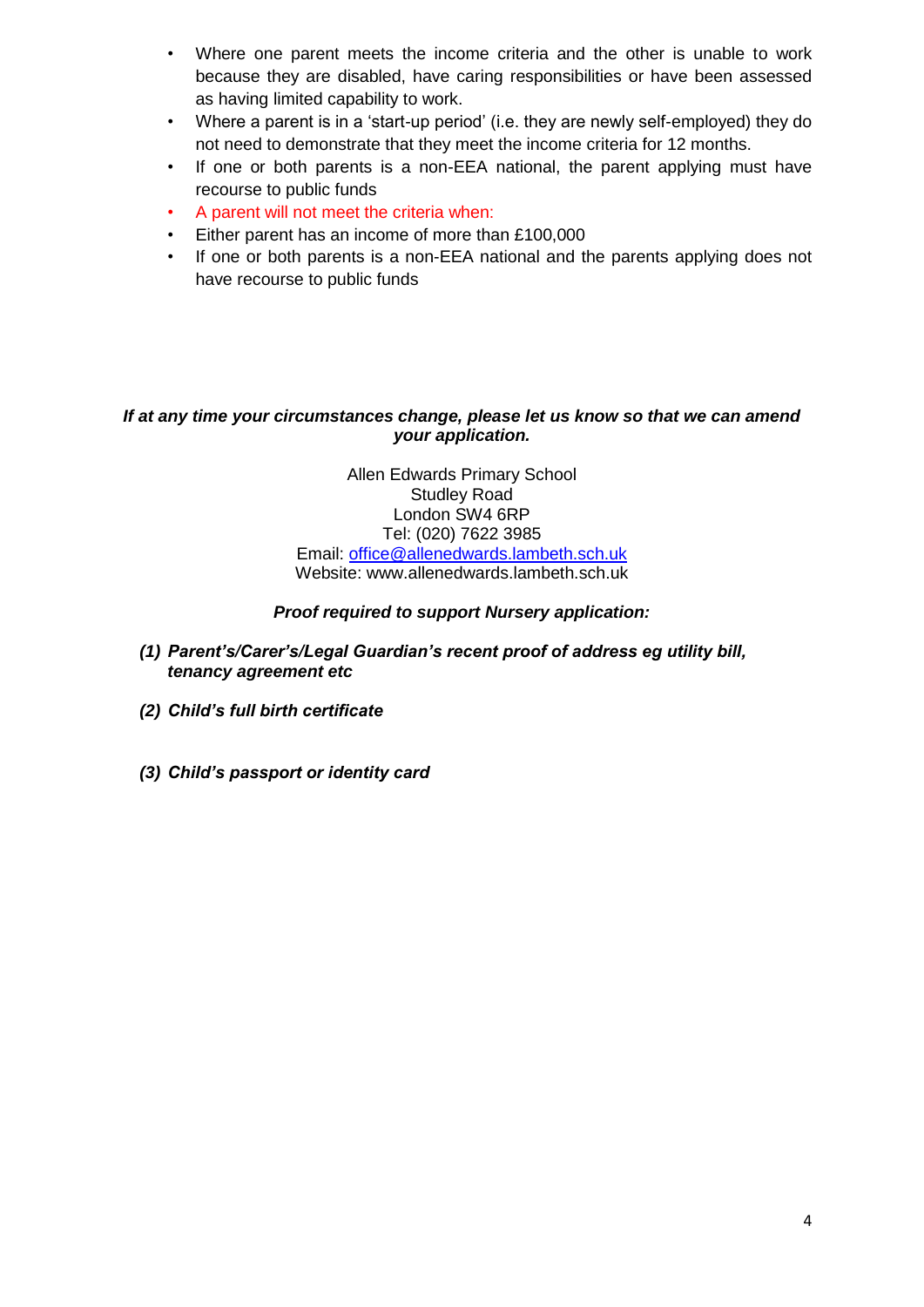- Where one parent meets the income criteria and the other is unable to work because they are disabled, have caring responsibilities or have been assessed as having limited capability to work.
- Where a parent is in a 'start-up period' (i.e. they are newly self-employed) they do not need to demonstrate that they meet the income criteria for 12 months.
- If one or both parents is a non-EEA national, the parent applying must have recourse to public funds
- A parent will not meet the criteria when:
- Either parent has an income of more than £100,000
- If one or both parents is a non-EEA national and the parents applying does not have recourse to public funds

***If at any time your circumstances change, please let us know so that we can amend your application.***

Allen Edwards Primary School
Studley Road
London SW4 6RP
Tel: (020) 7622 3985
Email: office@allenedwards.lambeth.sch.uk
Website: www.allenedwards.lambeth.sch.uk

***Proof required to support Nursery application:***

***(1) Parent's/Carer's/Legal Guardian's recent proof of address eg utility bill, tenancy agreement etc***

***(2) Child's full birth certificate***

***(3) Child's passport or identity card***